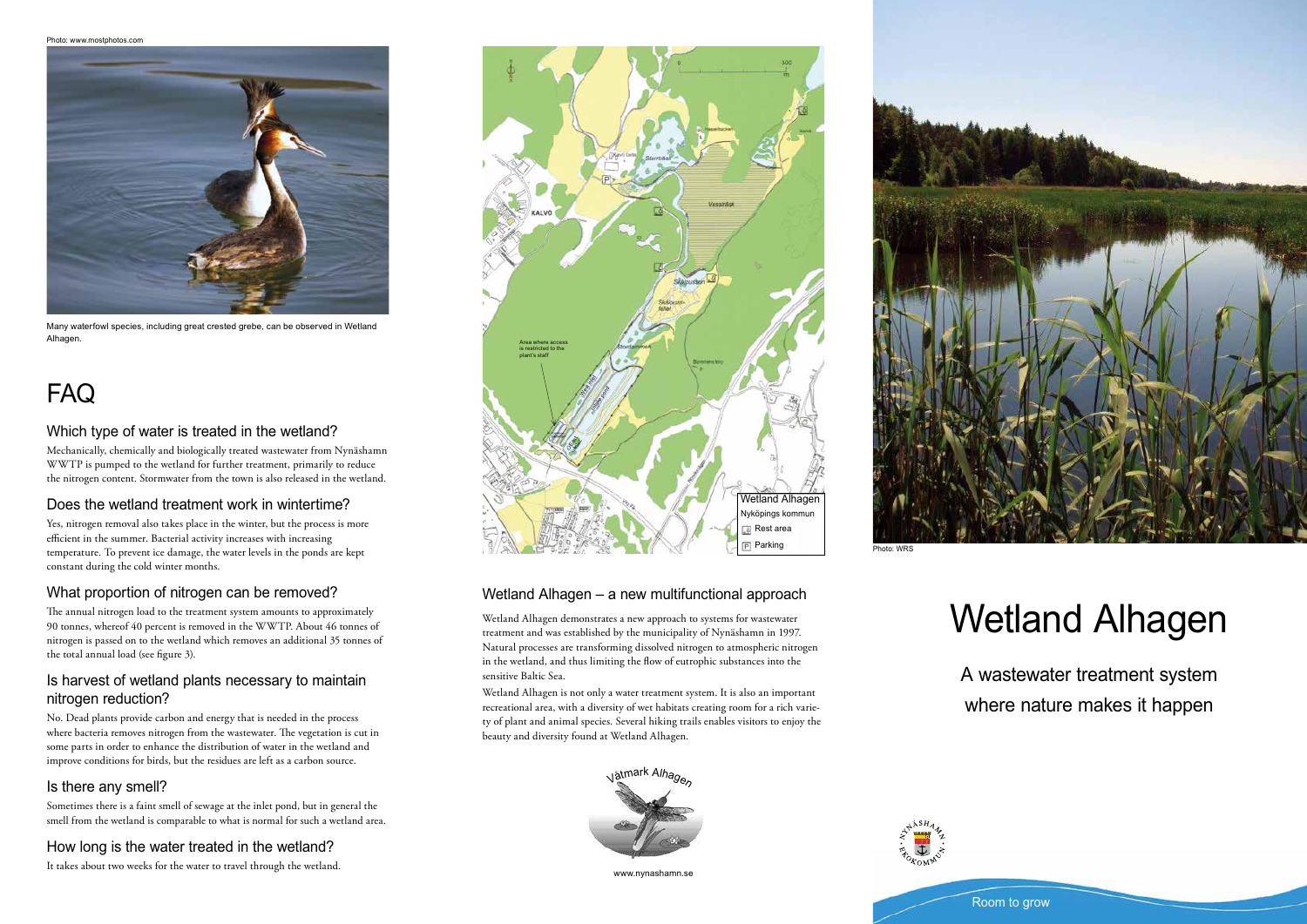Photo: www.mostphotos.com

Many waterfowl species, including great crested grebe, can be observed in Wetland Alhagen.

# FAQ

## Which type of water is treated in the wetland?

Mechanically, chemically and biologically treated wastewater from Nynäshamn WWTP is pumped to the wetland for further treatment, primarily to reduce the nitrogen content. Stormwater from the town is also released in the wetland.

## Does the wetland treatment work in wintertime?

Yes, nitrogen removal also takes place in the winter, but the process is more efficient in the summer. Bacterial activity increases with increasing temperature. To prevent ice damage, the water levels in the ponds are kept constant during the cold winter months.

## What proportion of nitrogen can be removed?

The annual nitrogen load to the treatment system amounts to approximately 90 tonnes, whereof 40 percent is removed in the WWTP. About 46 tonnes of nitrogen is passed on to the wetland which removes an additional 35 tonnes of the total annual load (see figure 3).

## Is harvest of wetland plants necessary to maintain nitrogen reduction?

No. Dead plants provide carbon and energy that is needed in the process where bacteria removes nitrogen from the wastewater. The vegetation is cut in some parts in order to enhance the distribution of water in the wetland and improve conditions for birds, but the residues are left as a carbon source.

## Is there any smell?

Sometimes there is a faint smell of sewage at the inlet pond, but in general the smell from the wetland is comparable to what is normal for such a wetland area.

## How long is the water treated in the wetland?

It takes about two weeks for the water to travel through the wetland.

Wetland Alhagen
Nyköpings kommun
Rest area
Parking

## Wetland Alhagen – a new multifunctional approach

Wetland Alhagen demonstrates a new approach to systems for wastewater treatment and was established by the municipality of Nynäshamn in 1997. Natural processes are transforming dissolved nitrogen to atmospheric nitrogen in the wetland, and thus limiting the flow of eutrophic substances into the sensitive Baltic Sea.

Wetland Alhagen is not only a water treatment system. It is also an important recreational area, with a diversity of wet habitats creating room for a rich variety of plant and animal species. Several hiking trails enables visitors to enjoy the beauty and diversity found at Wetland Alhagen.

Våtmark Alhagen

www.nynashamn.se

Photo: WRS

# Wetland Alhagen

A wastewater treatment system where nature makes it happen

Room to grow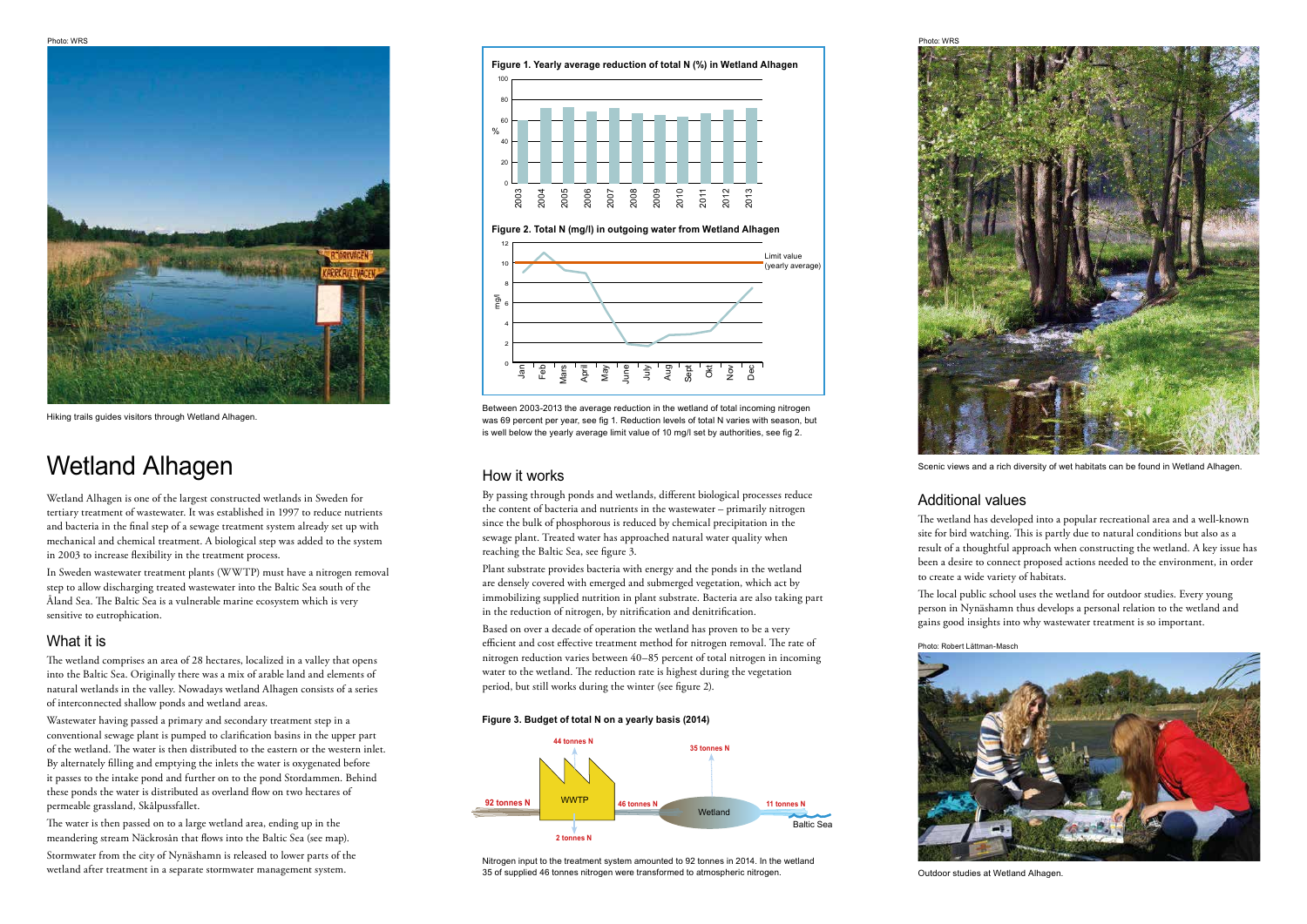Photo: WRS

Hiking trails guides visitors through Wetland Alhagen.

# Wetland Alhagen

Wetland Alhagen is one of the largest constructed wetlands in Sweden for tertiary treatment of wastewater. It was established in 1997 to reduce nutrients and bacteria in the final step of a sewage treatment system already set up with mechanical and chemical treatment. A biological step was added to the system in 2003 to increase flexibility in the treatment process.

In Sweden wastewater treatment plants (WWTP) must have a nitrogen removal step to allow discharging treated wastewater into the Baltic Sea south of the Åland Sea. The Baltic Sea is a vulnerable marine ecosystem which is very sensitive to eutrophication.

## What it is

The wetland comprises an area of 28 hectares, localized in a valley that opens into the Baltic Sea. Originally there was a mix of arable land and elements of natural wetlands in the valley. Nowadays wetland Alhagen consists of a series of interconnected shallow ponds and wetland areas.

Wastewater having passed a primary and secondary treatment step in a conventional sewage plant is pumped to clarification basins in the upper part of the wetland. The water is then distributed to the eastern or the western inlet. By alternately filling and emptying the inlets the water is oxygenated before it passes to the intake pond and further on to the pond Stordammen. Behind these ponds the water is distributed as overland flow on two hectares of permeable grassland, Skålpussfallet.

The water is then passed on to a large wetland area, ending up in the meandering stream Näckrosån that flows into the Baltic Sea (see map).

Stormwater from the city of Nynäshamn is released to lower parts of the wetland after treatment in a separate stormwater management system.

**Figure 1. Yearly average reduction of total N (%) in Wetland Alhagen**

%
0
20
40
60
80
100
2003 2004 2005 2006 2007 2008 2009 2010 2011 2012 2013

**Figure 2. Total N (mg/l) in outgoing water from Wetland Alhagen**

mg/l
0
2
4
6
8
10
12
Jan Feb Mars April May June July Aug Sept Okt Nov Dec
Limit value (yearly average)

Between 2003-2013 the average reduction in the wetland of total incoming nitrogen was 69 percent per year, see fig 1. Reduction levels of total N varies with season, but is well below the yearly average limit value of 10 mg/l set by authorities, see fig 2.

## How it works

By passing through ponds and wetlands, different biological processes reduce the content of bacteria and nutrients in the wastewater – primarily nitrogen since the bulk of phosphorous is reduced by chemical precipitation in the sewage plant. Treated water has approached natural water quality when reaching the Baltic Sea, see figure 3.

Plant substrate provides bacteria with energy and the ponds in the wetland are densely covered with emerged and submerged vegetation, which act by immobilizing supplied nutrition in plant substrate. Bacteria are also taking part in the reduction of nitrogen, by nitrification and denitrification.

Based on over a decade of operation the wetland has proven to be a very efficient and cost effective treatment method for nitrogen removal. The rate of nitrogen reduction varies between 40–85 percent of total nitrogen in incoming water to the wetland. The reduction rate is highest during the vegetation period, but still works during the winter (see figure 2).

**Figure 3. Budget of total N on a yearly basis (2014)**

44 tonnes N
35 tonnes N
92 tonnes N
WWTP
46 tonnes N
Wetland
11 tonnes N
Baltic Sea
2 tonnes N

Nitrogen input to the treatment system amounted to 92 tonnes in 2014. In the wetland 35 of supplied 46 tonnes nitrogen were transformed to atmospheric nitrogen.

Photo: WRS

Scenic views and a rich diversity of wet habitats can be found in Wetland Alhagen.

## Additional values

The wetland has developed into a popular recreational area and a well-known site for bird watching. This is partly due to natural conditions but also as a result of a thoughtful approach when constructing the wetland. A key issue has been a desire to connect proposed actions needed to the environment, in order to create a wide variety of habitats.

The local public school uses the wetland for outdoor studies. Every young person in Nynäshamn thus develops a personal relation to the wetland and gains good insights into why wastewater treatment is so important.

Photo: Robert Lättman-Masch

Outdoor studies at Wetland Alhagen.